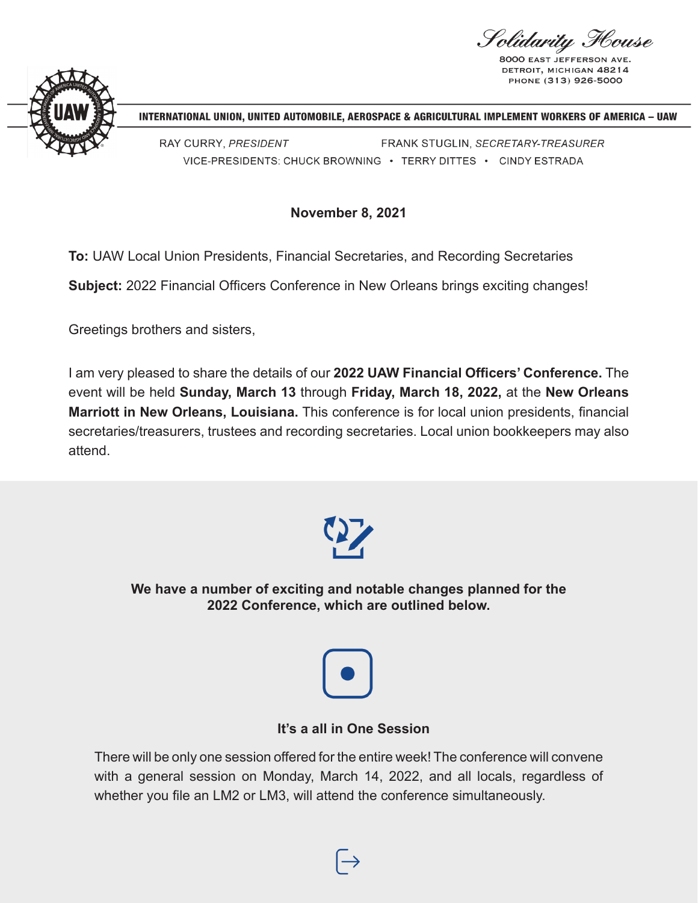*Solidarity House*

8000 EAST JEFFERSON AVE.
DETROIT, MICHIGAN 48214
PHONE (313) 926-5000

**INTERNATIONAL UNION, UNITED AUTOMOBILE, AEROSPACE & AGRICULTURAL IMPLEMENT WORKERS OF AMERICA – UAW**

RAY CURRY, *PRESIDENT* FRANK STUGLIN, *SECRETARY-TREASURER*

VICE-PRESIDENTS: CHUCK BROWNING • TERRY DITTES • CINDY ESTRADA

**November 8, 2021**

**To:** UAW Local Union Presidents, Financial Secretaries, and Recording Secretaries

**Subject:** 2022 Financial Officers Conference in New Orleans brings exciting changes!

Greetings brothers and sisters,

I am very pleased to share the details of our **2022 UAW Financial Officers' Conference.** The event will be held **Sunday, March 13** through **Friday, March 18, 2022,** at the **New Orleans Marriott in New Orleans, Louisiana.** This conference is for local union presidents, financial secretaries/treasurers, trustees and recording secretaries. Local union bookkeepers may also attend.

**We have a number of exciting and notable changes planned for the 2022 Conference, which are outlined below.**

### It's a all in One Session

There will be only one session offered for the entire week! The conference will convene with a general session on Monday, March 14, 2022, and all locals, regardless of whether you file an LM2 or LM3, will attend the conference simultaneously.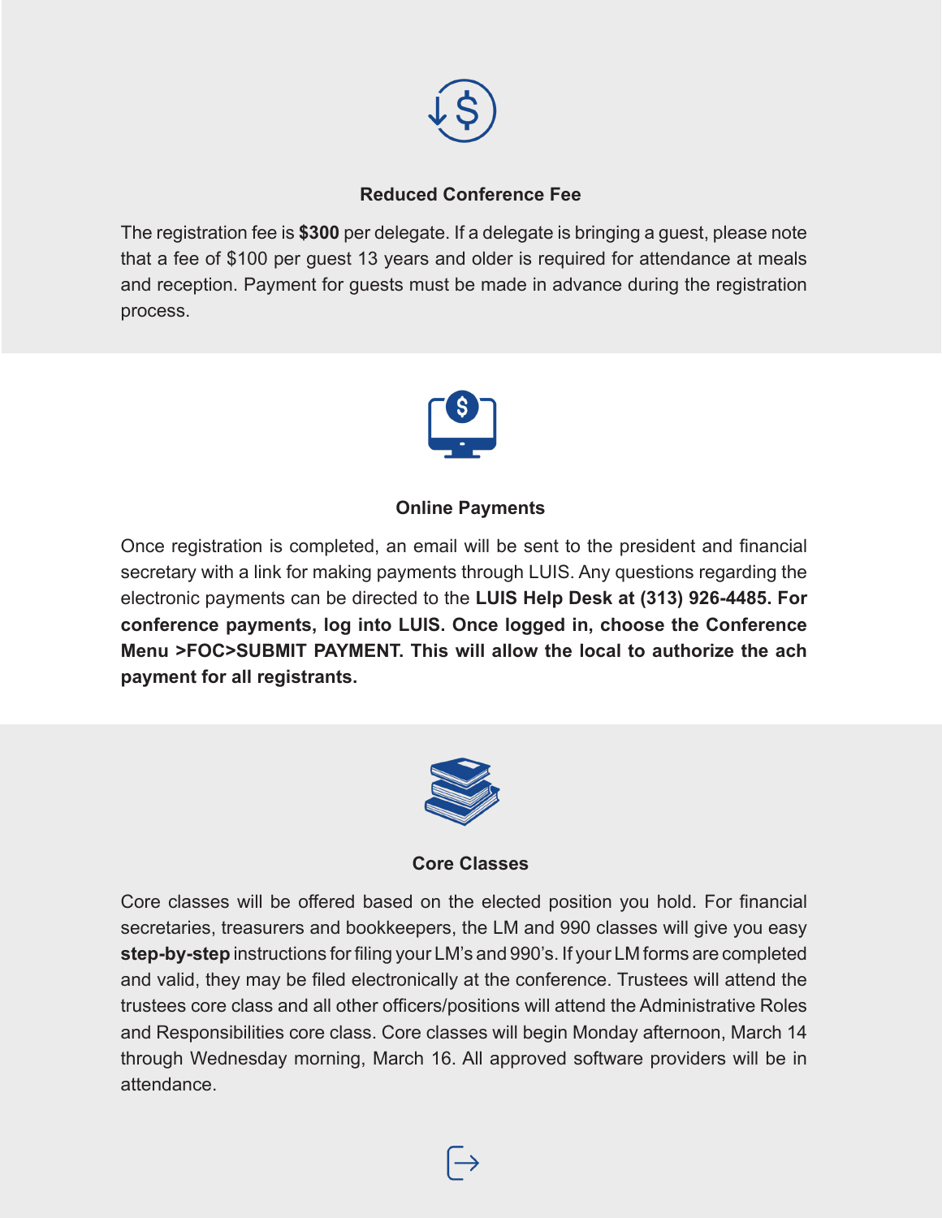## Reduced Conference Fee

The registration fee is **$300** per delegate. If a delegate is bringing a guest, please note that a fee of $100 per guest 13 years and older is required for attendance at meals and reception. Payment for guests must be made in advance during the registration process.

## Online Payments

Once registration is completed, an email will be sent to the president and financial secretary with a link for making payments through LUIS. Any questions regarding the electronic payments can be directed to the **LUIS Help Desk at (313) 926-4485. For conference payments, log into LUIS. Once logged in, choose the Conference Menu >FOC>SUBMIT PAYMENT. This will allow the local to authorize the ach payment for all registrants.**

## Core Classes

Core classes will be offered based on the elected position you hold. For financial secretaries, treasurers and bookkeepers, the LM and 990 classes will give you easy **step-by-step** instructions for filing your LM's and 990's. If your LM forms are completed and valid, they may be filed electronically at the conference. Trustees will attend the trustees core class and all other officers/positions will attend the Administrative Roles and Responsibilities core class. Core classes will begin Monday afternoon, March 14 through Wednesday morning, March 16. All approved software providers will be in attendance.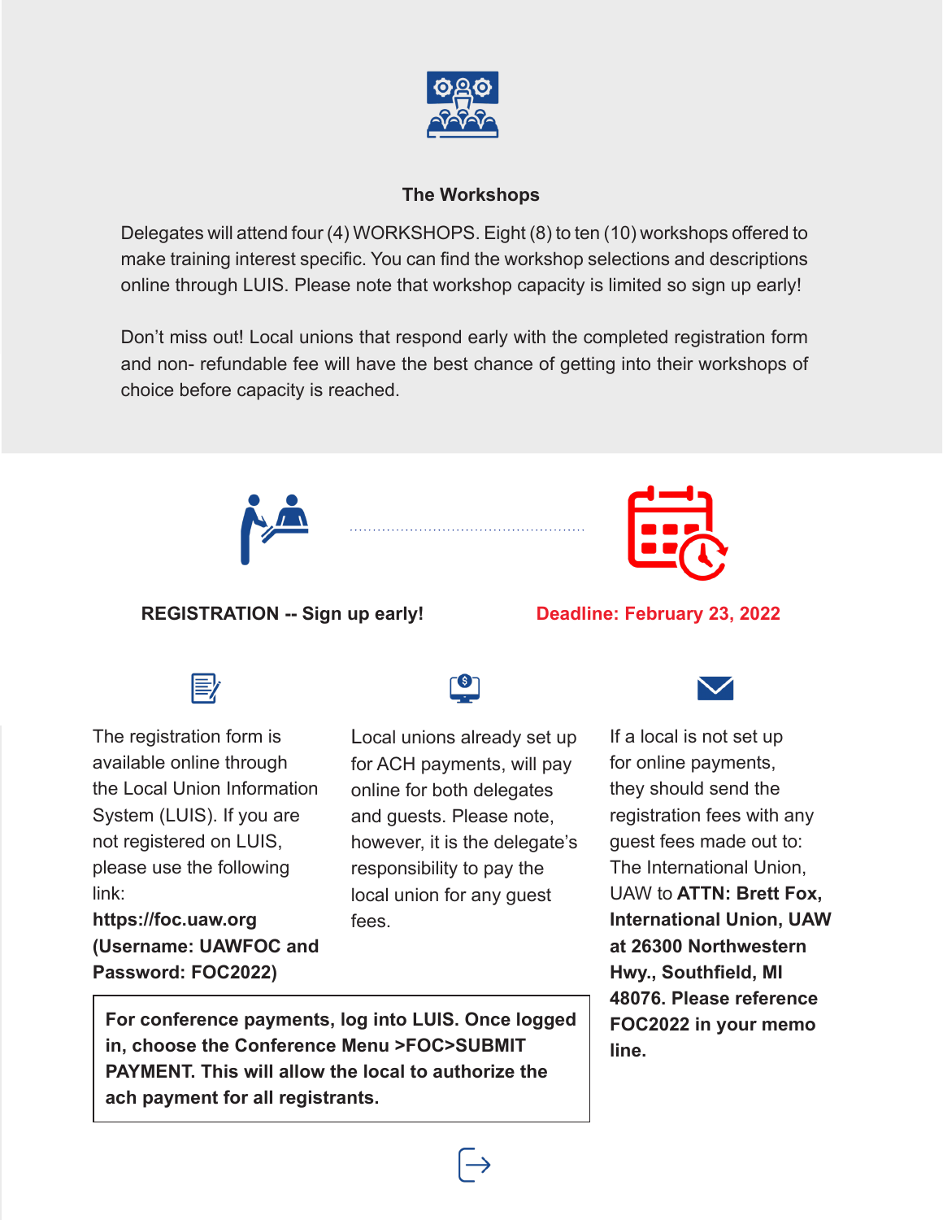## The Workshops

Delegates will attend four (4) WORKSHOPS. Eight (8) to ten (10) workshops offered to make training interest specific. You can find the workshop selections and descriptions online through LUIS. Please note that workshop capacity is limited so sign up early!

Don't miss out! Local unions that respond early with the completed registration form and non- refundable fee will have the best chance of getting into their workshops of choice before capacity is reached.

**REGISTRATION -- Sign up early!**

**Deadline: February 23, 2022**

The registration form is available online through the Local Union Information System (LUIS). If you are not registered on LUIS, please use the following link: **https://foc.uaw.org (Username: UAWFOC and Password: FOC2022)**

Local unions already set up for ACH payments, will pay online for both delegates and guests. Please note, however, it is the delegate's responsibility to pay the local union for any guest fees.

If a local is not set up for online payments, they should send the registration fees with any guest fees made out to: The International Union, UAW to **ATTN: Brett Fox, International Union, UAW at 26300 Northwestern Hwy., Southfield, MI 48076. Please reference FOC2022 in your memo line.**

**For conference payments, log into LUIS. Once logged in, choose the Conference Menu >FOC>SUBMIT PAYMENT. This will allow the local to authorize the ach payment for all registrants.**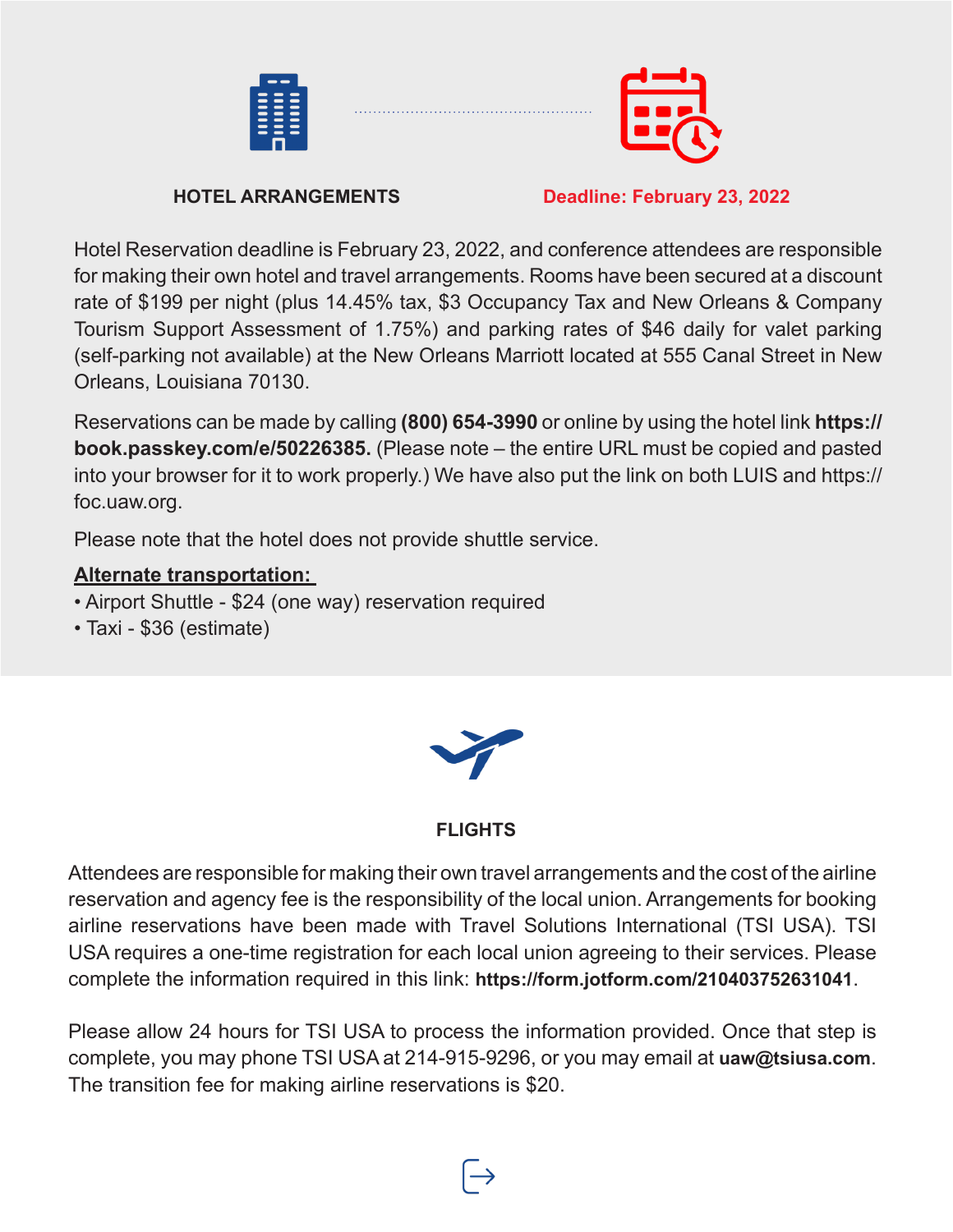## HOTEL ARRANGEMENTS

**Deadline: February 23, 2022**

Hotel Reservation deadline is February 23, 2022, and conference attendees are responsible for making their own hotel and travel arrangements. Rooms have been secured at a discount rate of $199 per night (plus 14.45% tax, $3 Occupancy Tax and New Orleans & Company Tourism Support Assessment of 1.75%) and parking rates of $46 daily for valet parking (self-parking not available) at the New Orleans Marriott located at 555 Canal Street in New Orleans, Louisiana 70130.

Reservations can be made by calling **(800) 654-3990** or online by using the hotel link **https://book.passkey.com/e/50226385.** (Please note – the entire URL must be copied and pasted into your browser for it to work properly.) We have also put the link on both LUIS and https://foc.uaw.org.

Please note that the hotel does not provide shuttle service.

**Alternate transportation:**

- Airport Shuttle - $24 (one way) reservation required
- Taxi - $36 (estimate)

## FLIGHTS

Attendees are responsible for making their own travel arrangements and the cost of the airline reservation and agency fee is the responsibility of the local union. Arrangements for booking airline reservations have been made with Travel Solutions International (TSI USA). TSI USA requires a one-time registration for each local union agreeing to their services. Please complete the information required in this link: **https://form.jotform.com/210403752631041**.

Please allow 24 hours for TSI USA to process the information provided. Once that step is complete, you may phone TSI USA at 214-915-9296, or you may email at **uaw@tsiusa.com**. The transition fee for making airline reservations is $20.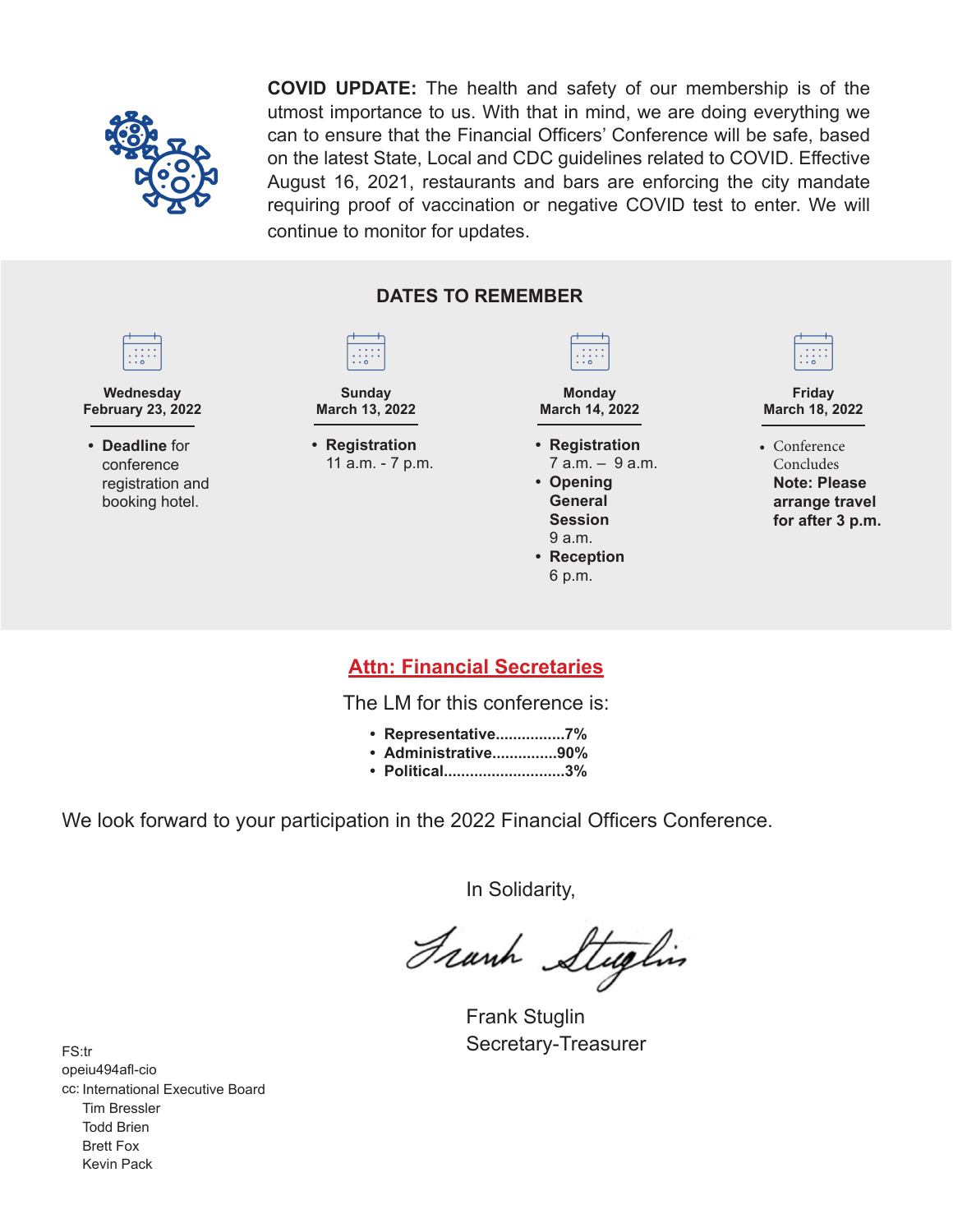**COVID UPDATE:** The health and safety of our membership is of the utmost importance to us. With that in mind, we are doing everything we can to ensure that the Financial Officers' Conference will be safe, based on the latest State, Local and CDC guidelines related to COVID. Effective August 16, 2021, restaurants and bars are enforcing the city mandate requiring proof of vaccination or negative COVID test to enter. We will continue to monitor for updates.

## DATES TO REMEMBER

**Wednesday February 23, 2022**

- **Deadline** for conference registration and booking hotel.

**Sunday March 13, 2022**

- **Registration** 11 a.m. - 7 p.m.

**Monday March 14, 2022**

- **Registration** 7 a.m. – 9 a.m.
- **Opening General Session** 9 a.m.
- **Reception** 6 p.m.

**Friday March 18, 2022**

- Conference Concludes **Note: Please arrange travel for after 3 p.m.**

**Attn: Financial Secretaries**

The LM for this conference is:

- **Representative................7%**
- **Administrative..............90%**
- **Political...........................3%**

We look forward to your participation in the 2022 Financial Officers Conference.

In Solidarity,

Frank Stuglin
Secretary-Treasurer

FS:tr
opeiu494afl-cio
cc: International Executive Board
Tim Bressler
Todd Brien
Brett Fox
Kevin Pack